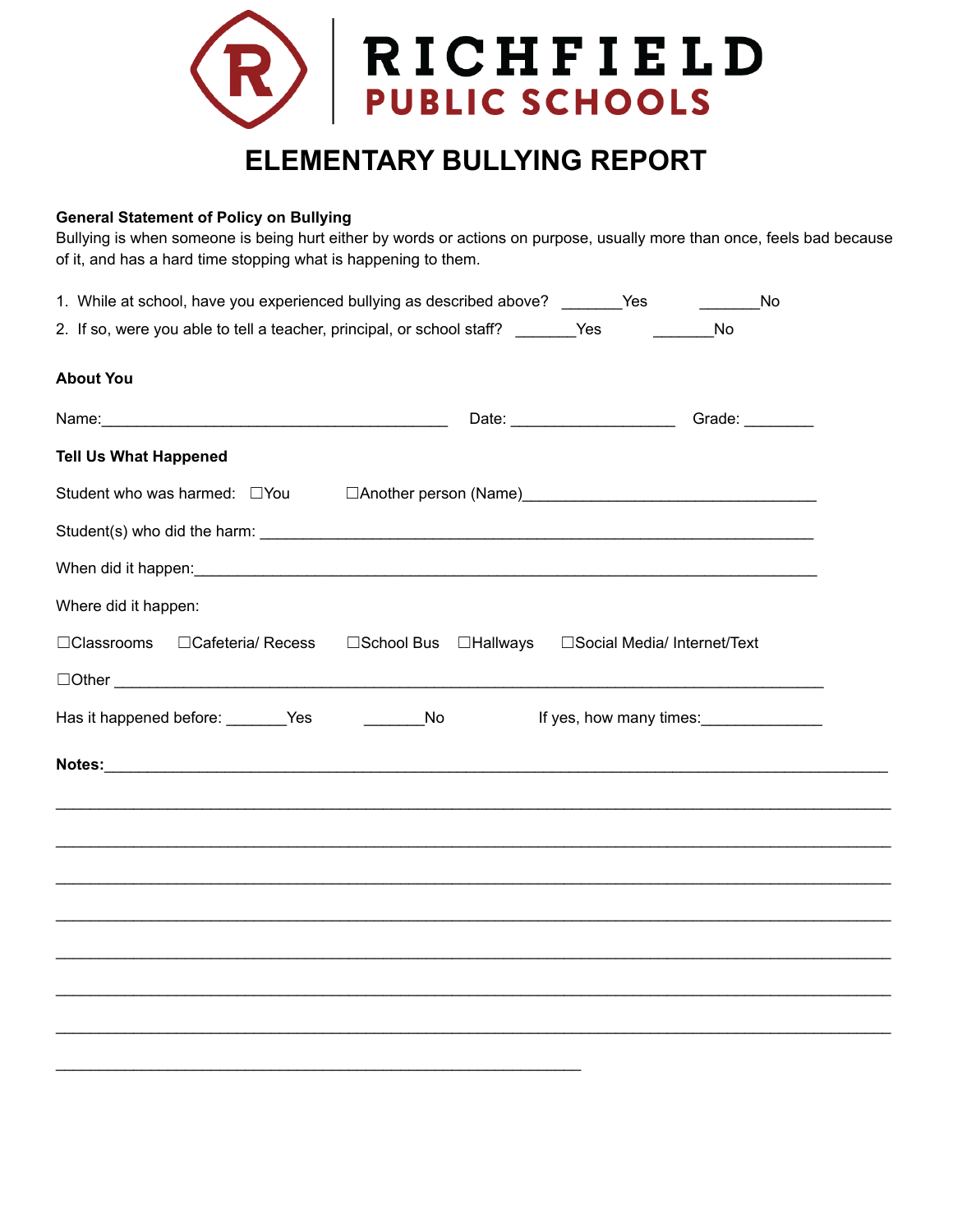# RICHFIELD PUBLIC SCHOOLS

## ELEMENTARY BULLYING REPORT

**General Statement of Policy on Bullying**

Bullying is when someone is being hurt either by words or actions on purpose, usually more than once, feels bad because of it, and has a hard time stopping what is happening to them.

1. While at school, have you experienced bullying as described above? _______Yes _______No
2. If so, were you able to tell a teacher, principal, or school staff? _______Yes _______No

**About You**

Name:_________________________________________ Date: __________________ Grade: ________

**Tell Us What Happened**

Student who was harmed: ☐You ☐Another person (Name)_________________________________

Student(s) who did the harm: ________________________________________________________________

When did it happen:___________________________________________________________________

Where did it happen:

☐Classrooms ☐Cafeteria/ Recess ☐School Bus ☐Hallways ☐Social Media/ Internet/Text

☐Other ______________________________________________________________________________

Has it happened before: _______Yes _______No If yes, how many times:_____________

**Notes:**_____________________________________________________________________________

______________________________________________________________________________________

______________________________________________________________________________________

______________________________________________________________________________________

______________________________________________________________________________________

______________________________________________________________________________________

______________________________________________________________________________________

______________________________________________________________________________________

_____________________________________________________________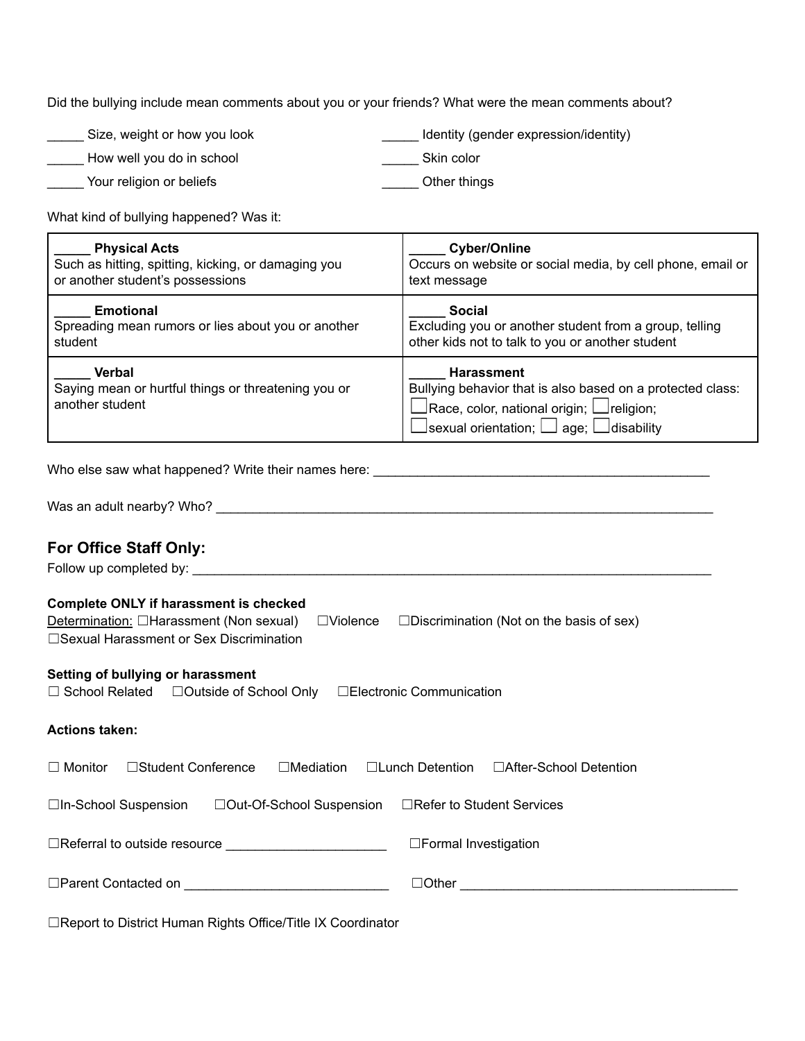Did the bullying include mean comments about you or your friends? What were the mean comments about?

_____ Size, weight or how you look

_____ How well you do in school

_____ Your religion or beliefs

_____ Identity (gender expression/identity)

_____ Skin color

_____ Other things

What kind of bullying happened? Was it:

| | |
|---|---|
| _____ **Physical Acts**<br>Such as hitting, spitting, kicking, or damaging you or another student's possessions | _____ **Cyber/Online**<br>Occurs on website or social media, by cell phone, email or text message |
| _____ **Emotional**<br>Spreading mean rumors or lies about you or another student | _____ **Social**<br>Excluding you or another student from a group, telling other kids not to talk to you or another student |
| _____ **Verbal**<br>Saying mean or hurtful things or threatening you or another student | _____ **Harassment**<br>Bullying behavior that is also based on a protected class:<br>☐Race, color, national origin; ☐religion;<br>☐sexual orientation; ☐ age; ☐disability |

Who else saw what happened? Write their names here: _______________________________________________

Was an adult nearby? Who? _____________________________________________________________________

## For Office Staff Only:

Follow up completed by: ___________________________________________________________________________

**Complete ONLY if harassment is checked**

Determination: ☐Harassment (Non sexual) ☐Violence ☐Discrimination (Not on the basis of sex)
☐Sexual Harassment or Sex Discrimination

**Setting of bullying or harassment**

☐ School Related ☐Outside of School Only ☐Electronic Communication

**Actions taken:**

☐ Monitor ☐Student Conference ☐Mediation ☐Lunch Detention ☐After-School Detention

☐In-School Suspension ☐Out-Of-School Suspension ☐Refer to Student Services

☐Referral to outside resource ______________________ ☐Formal Investigation

☐Parent Contacted on ____________________________ ☐Other ________________________________________

☐Report to District Human Rights Office/Title IX Coordinator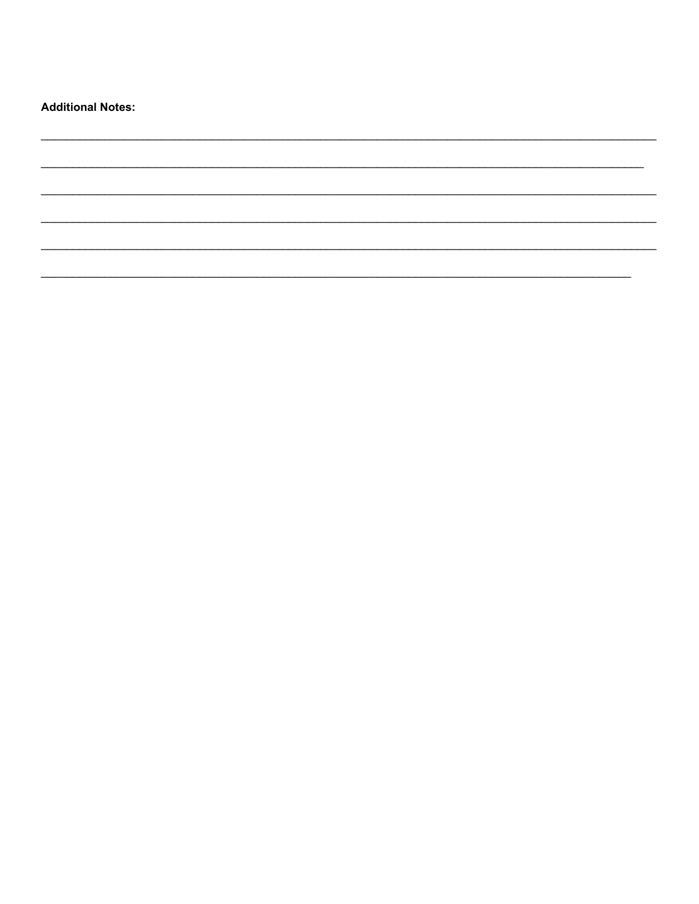**Additional Notes:**

______________________________________________________________________________________________

____________________________________________________________________________________________

______________________________________________________________________________________________

______________________________________________________________________________________________

______________________________________________________________________________________________

__________________________________________________________________________________________